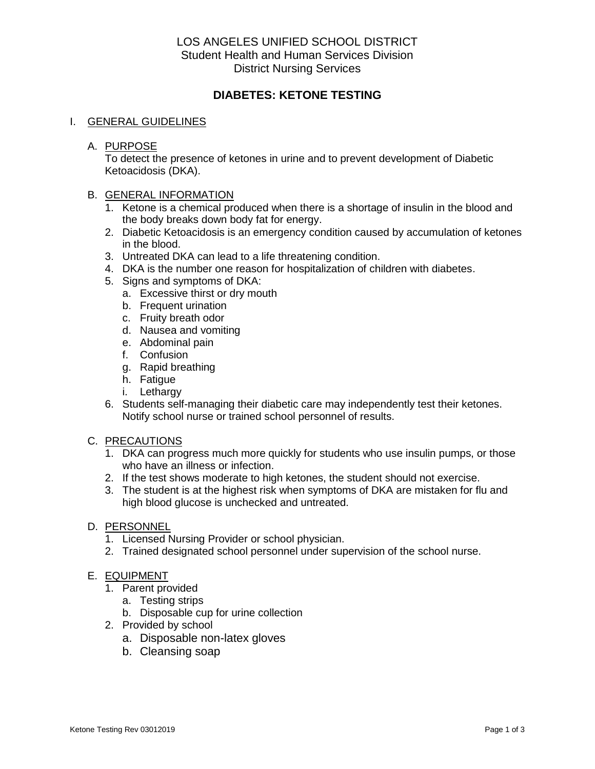LOS ANGELES UNIFIED SCHOOL DISTRICT
Student Health and Human Services Division
District Nursing Services

# DIABETES: KETONE TESTING

## I. GENERAL GUIDELINES

### A. PURPOSE

To detect the presence of ketones in urine and to prevent development of Diabetic Ketoacidosis (DKA).

### B. GENERAL INFORMATION

1. Ketone is a chemical produced when there is a shortage of insulin in the blood and the body breaks down body fat for energy.
2. Diabetic Ketoacidosis is an emergency condition caused by accumulation of ketones in the blood.
3. Untreated DKA can lead to a life threatening condition.
4. DKA is the number one reason for hospitalization of children with diabetes.
5. Signs and symptoms of DKA:
   a. Excessive thirst or dry mouth
   b. Frequent urination
   c. Fruity breath odor
   d. Nausea and vomiting
   e. Abdominal pain
   f. Confusion
   g. Rapid breathing
   h. Fatigue
   i. Lethargy
6. Students self-managing their diabetic care may independently test their ketones. Notify school nurse or trained school personnel of results.

### C. PRECAUTIONS

1. DKA can progress much more quickly for students who use insulin pumps, or those who have an illness or infection.
2. If the test shows moderate to high ketones, the student should not exercise.
3. The student is at the highest risk when symptoms of DKA are mistaken for flu and high blood glucose is unchecked and untreated.

### D. PERSONNEL

1. Licensed Nursing Provider or school physician.
2. Trained designated school personnel under supervision of the school nurse.

### E. EQUIPMENT

1. Parent provided
   a. Testing strips
   b. Disposable cup for urine collection
2. Provided by school
   a. Disposable non-latex gloves
   b. Cleansing soap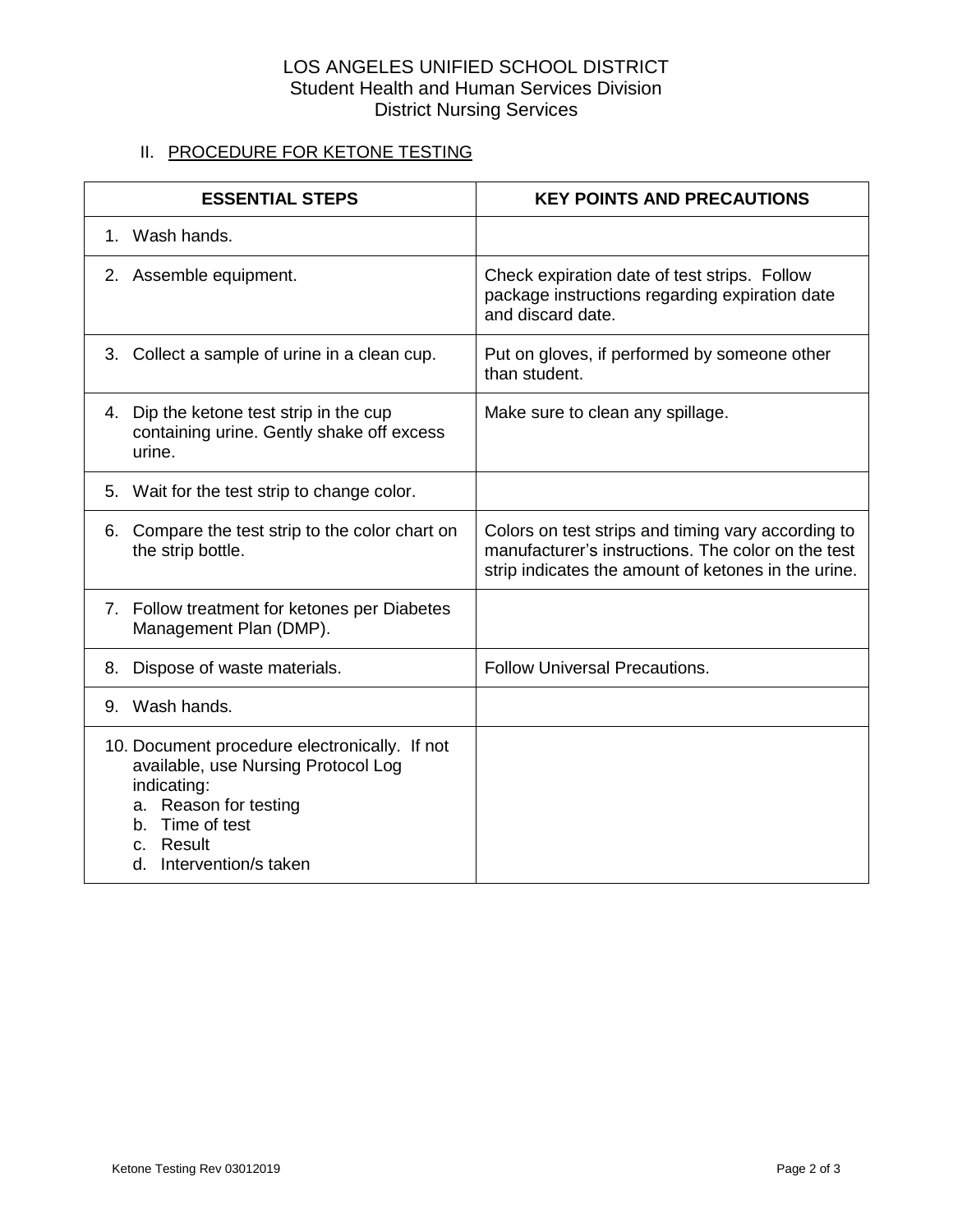LOS ANGELES UNIFIED SCHOOL DISTRICT
Student Health and Human Services Division
District Nursing Services

## II. PROCEDURE FOR KETONE TESTING

| ESSENTIAL STEPS | KEY POINTS AND PRECAUTIONS |
|---|---|
| 1. Wash hands. | |
| 2. Assemble equipment. | Check expiration date of test strips. Follow package instructions regarding expiration date and discard date. |
| 3. Collect a sample of urine in a clean cup. | Put on gloves, if performed by someone other than student. |
| 4. Dip the ketone test strip in the cup containing urine. Gently shake off excess urine. | Make sure to clean any spillage. |
| 5. Wait for the test strip to change color. | |
| 6. Compare the test strip to the color chart on the strip bottle. | Colors on test strips and timing vary according to manufacturer's instructions. The color on the test strip indicates the amount of ketones in the urine. |
| 7. Follow treatment for ketones per Diabetes Management Plan (DMP). | |
| 8. Dispose of waste materials. | Follow Universal Precautions. |
| 9. Wash hands. | |
| 10. Document procedure electronically. If not available, use Nursing Protocol Log indicating:<br>a. Reason for testing<br>b. Time of test<br>c. Result<br>d. Intervention/s taken | |

Ketone Testing Rev 03012019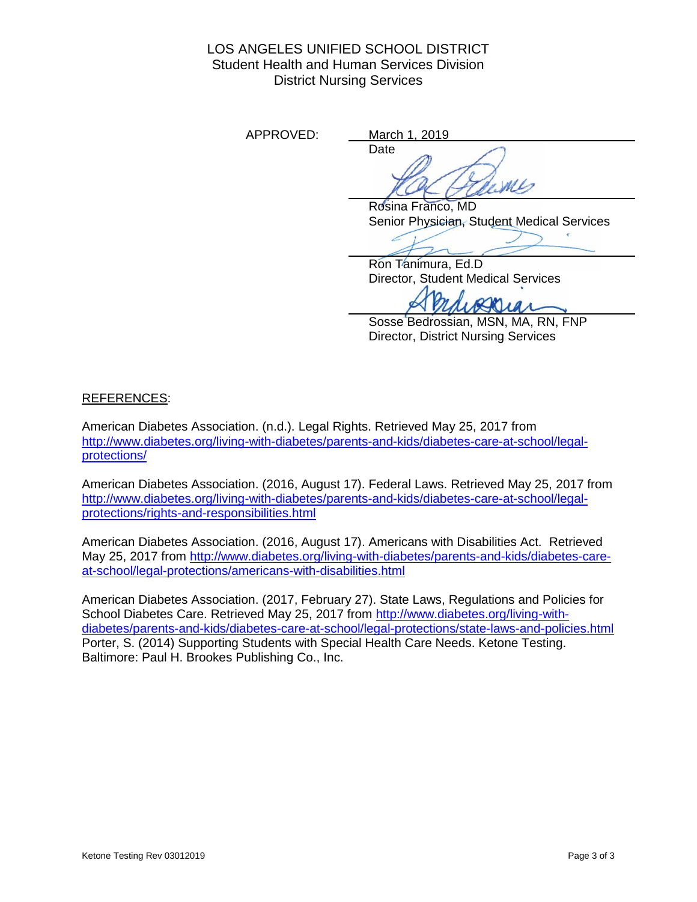LOS ANGELES UNIFIED SCHOOL DISTRICT
Student Health and Human Services Division
District Nursing Services

APPROVED: March 1, 2019
Date

Rosina Franco, MD
Senior Physician, Student Medical Services

Ron Tanimura, Ed.D
Director, Student Medical Services

Sosse Bedrossian, MSN, MA, RN, FNP
Director, District Nursing Services

REFERENCES:

American Diabetes Association. (n.d.). Legal Rights. Retrieved May 25, 2017 from http://www.diabetes.org/living-with-diabetes/parents-and-kids/diabetes-care-at-school/legal-protections/

American Diabetes Association. (2016, August 17). Federal Laws. Retrieved May 25, 2017 from http://www.diabetes.org/living-with-diabetes/parents-and-kids/diabetes-care-at-school/legal-protections/rights-and-responsibilities.html

American Diabetes Association. (2016, August 17). Americans with Disabilities Act. Retrieved May 25, 2017 from http://www.diabetes.org/living-with-diabetes/parents-and-kids/diabetes-care-at-school/legal-protections/americans-with-disabilities.html

American Diabetes Association. (2017, February 27). State Laws, Regulations and Policies for School Diabetes Care. Retrieved May 25, 2017 from http://www.diabetes.org/living-with-diabetes/parents-and-kids/diabetes-care-at-school/legal-protections/state-laws-and-policies.html
Porter, S. (2014) Supporting Students with Special Health Care Needs. Ketone Testing. Baltimore: Paul H. Brookes Publishing Co., Inc.